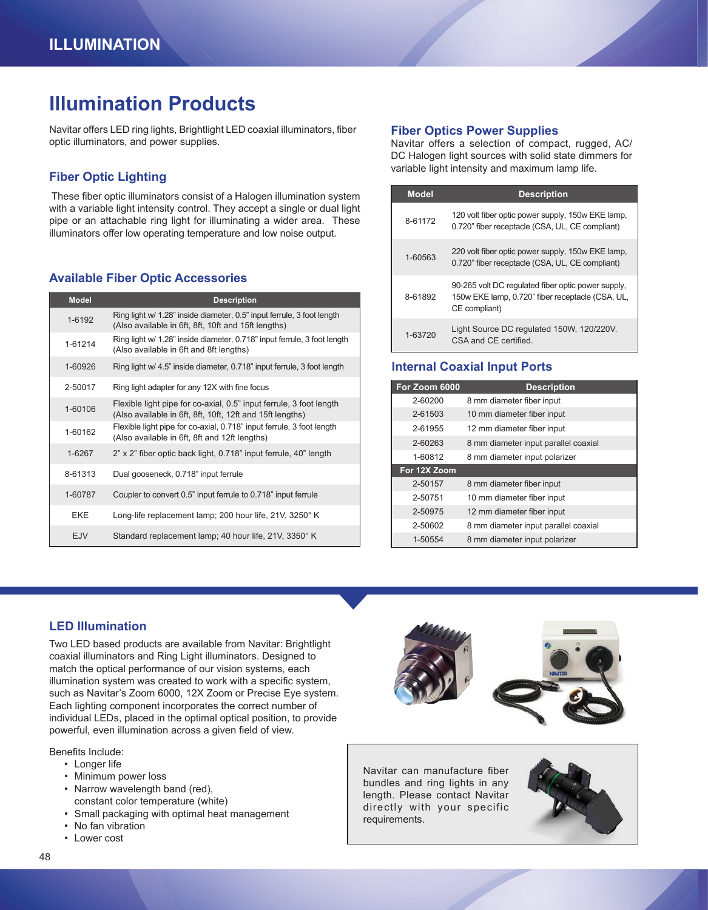# Illumination Products

Navitar offers LED ring lights, Brightlight LED coaxial illuminators, fiber optic illuminators, and power supplies.

## Fiber Optic Lighting

These fiber optic illuminators consist of a Halogen illumination system with a variable light intensity control. They accept a single or dual light pipe or an attachable ring light for illuminating a wider area. These illuminators offer low operating temperature and low noise output.

## Available Fiber Optic Accessories

| Model | Description |
|---|---|
| 1-6192 | Ring light w/ 1.28" inside diameter, 0.5" input ferrule, 3 foot length (Also available in 6ft, 8ft, 10ft and 15ft lengths) |
| 1-61214 | Ring light w/ 1.28" inside diameter, 0.718" input ferrule, 3 foot length (Also available in 6ft and 8ft lengths) |
| 1-60926 | Ring light w/ 4.5" inside diameter, 0.718" input ferrule, 3 foot length |
| 2-50017 | Ring light adapter for any 12X with fine focus |
| 1-60106 | Flexible light pipe for co-axial, 0.5" input ferrule, 3 foot length (Also available in 6ft, 8ft, 10ft, 12ft and 15ft lengths) |
| 1-60162 | Flexible light pipe for co-axial, 0.718" input ferrule, 3 foot length (Also available in 6ft, 8ft and 12ft lengths) |
| 1-6267 | 2" x 2" fiber optic back light, 0.718" input ferrule, 40" length |
| 8-61313 | Dual gooseneck, 0.718" input ferrule |
| 1-60787 | Coupler to convert 0.5" input ferrule to 0.718" input ferrule |
| EKE | Long-life replacement lamp; 200 hour life, 21V, 3250° K |
| EJV | Standard replacement lamp; 40 hour life, 21V, 3350° K |

## Fiber Optics Power Supplies

Navitar offers a selection of compact, rugged, AC/DC Halogen light sources with solid state dimmers for variable light intensity and maximum lamp life.

| Model | Description |
|---|---|
| 8-61172 | 120 volt fiber optic power supply, 150w EKE lamp, 0.720" fiber receptacle (CSA, UL, CE compliant) |
| 1-60563 | 220 volt fiber optic power supply, 150w EKE lamp, 0.720" fiber receptacle (CSA, UL, CE compliant) |
| 8-61892 | 90-265 volt DC regulated fiber optic power supply, 150w EKE lamp, 0.720" fiber receptacle (CSA, UL, CE compliant) |
| 1-63720 | Light Source DC regulated 150W, 120/220V. CSA and CE certified. |

## Internal Coaxial Input Ports

| For Zoom 6000 | Description |
|---|---|
| 2-60200 | 8 mm diameter fiber input |
| 2-61503 | 10 mm diameter fiber input |
| 2-61955 | 12 mm diameter fiber input |
| 2-60263 | 8 mm diameter input parallel coaxial |
| 1-60812 | 8 mm diameter input polarizer |
| **For 12X Zoom** | |
| 2-50157 | 8 mm diameter fiber input |
| 2-50751 | 10 mm diameter fiber input |
| 2-50975 | 12 mm diameter fiber input |
| 2-50602 | 8 mm diameter input parallel coaxial |
| 1-50554 | 8 mm diameter input polarizer |

## LED Illumination

Two LED based products are available from Navitar: Brightlight coaxial illuminators and Ring Light illuminators. Designed to match the optical performance of our vision systems, each illumination system was created to work with a specific system, such as Navitar's Zoom 6000, 12X Zoom or Precise Eye system. Each lighting component incorporates the correct number of individual LEDs, placed in the optimal optical position, to provide powerful, even illumination across a given field of view.

Benefits Include:

- Longer life
- Minimum power loss
- Narrow wavelength band (red), constant color temperature (white)
- Small packaging with optimal heat management
- No fan vibration
- Lower cost

Navitar can manufacture fiber bundles and ring lights in any length. Please contact Navitar directly with your specific requirements.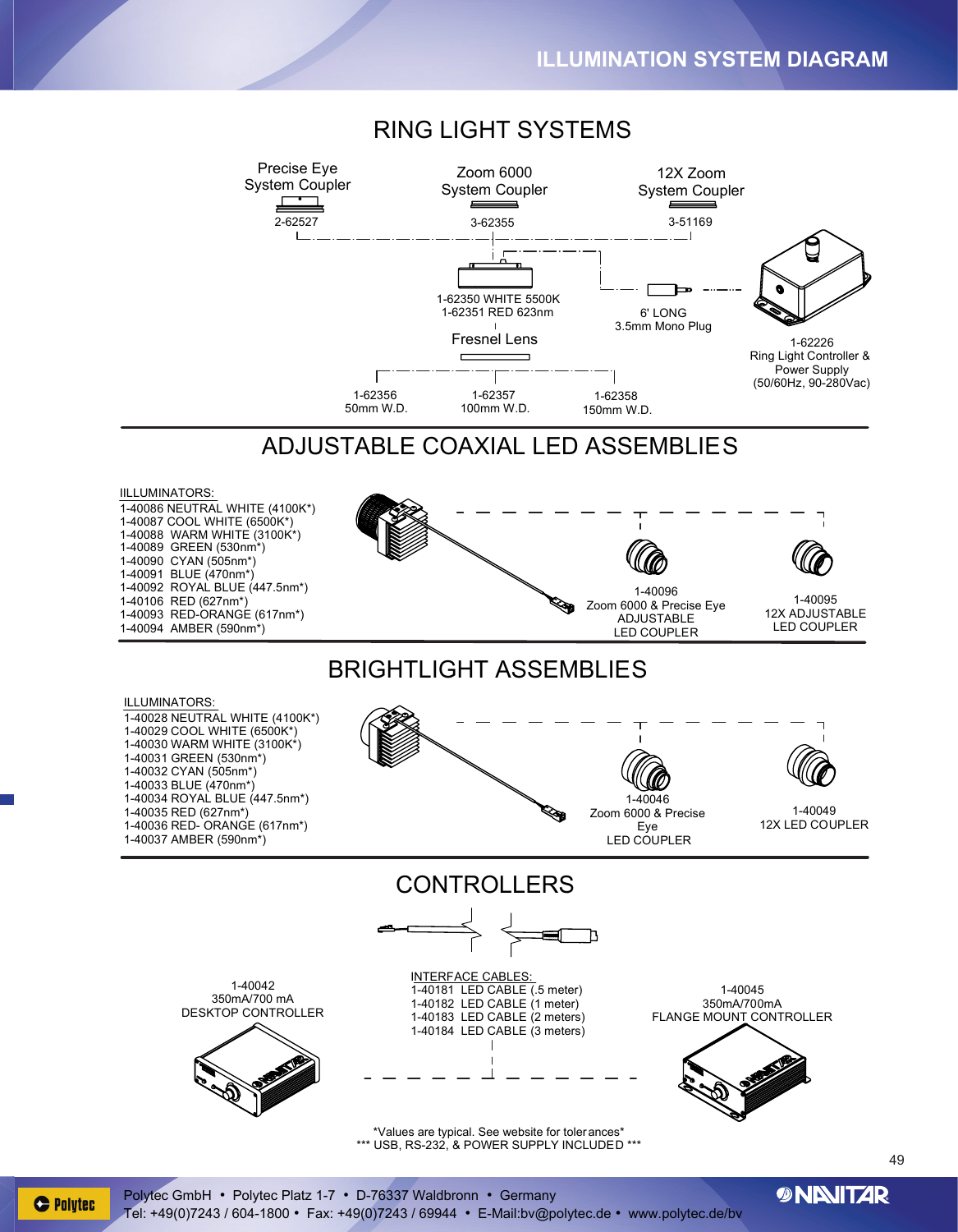# ILLUMINATION SYSTEM DIAGRAM

## RING LIGHT SYSTEMS

Precise Eye System Coupler
2-62527

Zoom 6000 System Coupler
3-62355

12X Zoom System Coupler
3-51169

1-62350 WHITE 5500K
1-62351 RED 623nm

Fresnel Lens

6' LONG
3.5mm Mono Plug

1-62226
Ring Light Controller & Power Supply
(50/60Hz, 90-280Vac)

1-62356
50mm W.D.

1-62357
100mm W.D.

1-62358
150mm W.D.

## ADJUSTABLE COAXIAL LED ASSEMBLIES

IILLUMINATORS:

- 1-40086 NEUTRAL WHITE (4100K*)
- 1-40087 COOL WHITE (6500K*)
- 1-40088 WARM WHITE (3100K*)
- 1-40089 GREEN (530nm*)
- 1-40090 CYAN (505nm*)
- 1-40091 BLUE (470nm*)
- 1-40092 ROYAL BLUE (447.5nm*)
- 1-40106 RED (627nm*)
- 1-40093 RED-ORANGE (617nm*)
- 1-40094 AMBER (590nm*)

1-40096
Zoom 6000 & Precise Eye
ADJUSTABLE
LED COUPLER

1-40095
12X ADJUSTABLE
LED COUPLER

## BRIGHTLIGHT ASSEMBLIES

ILLUMINATORS:

- 1-40028 NEUTRAL WHITE (4100K*)
- 1-40029 COOL WHITE (6500K*)
- 1-40030 WARM WHITE (3100K*)
- 1-40031 GREEN (530nm*)
- 1-40032 CYAN (505nm*)
- 1-40033 BLUE (470nm*)
- 1-40034 ROYAL BLUE (447.5nm*)
- 1-40035 RED (627nm*)
- 1-40036 RED- ORANGE (617nm*)
- 1-40037 AMBER (590nm*)

1-40046
Zoom 6000 & Precise Eye
LED COUPLER

1-40049
12X LED COUPLER

## CONTROLLERS

1-40042
350mA/700 mA
DESKTOP CONTROLLER

INTERFACE CABLES:

- 1-40181 LED CABLE (.5 meter)
- 1-40182 LED CABLE (1 meter)
- 1-40183 LED CABLE (2 meters)
- 1-40184 LED CABLE (3 meters)

1-40045
350mA/700mA
FLANGE MOUNT CONTROLLER

*Values are typical. See website for tolerances*
*** USB, RS-232, & POWER SUPPLY INCLUDED ***

Polytec GmbH • Polytec Platz 1-7 • D-76337 Waldbronn • Germany
Tel: +49(0)7243 / 604-1800 • Fax: +49(0)7243 / 69944 • E-Mail:bv@polytec.de • www.polytec.de/bv